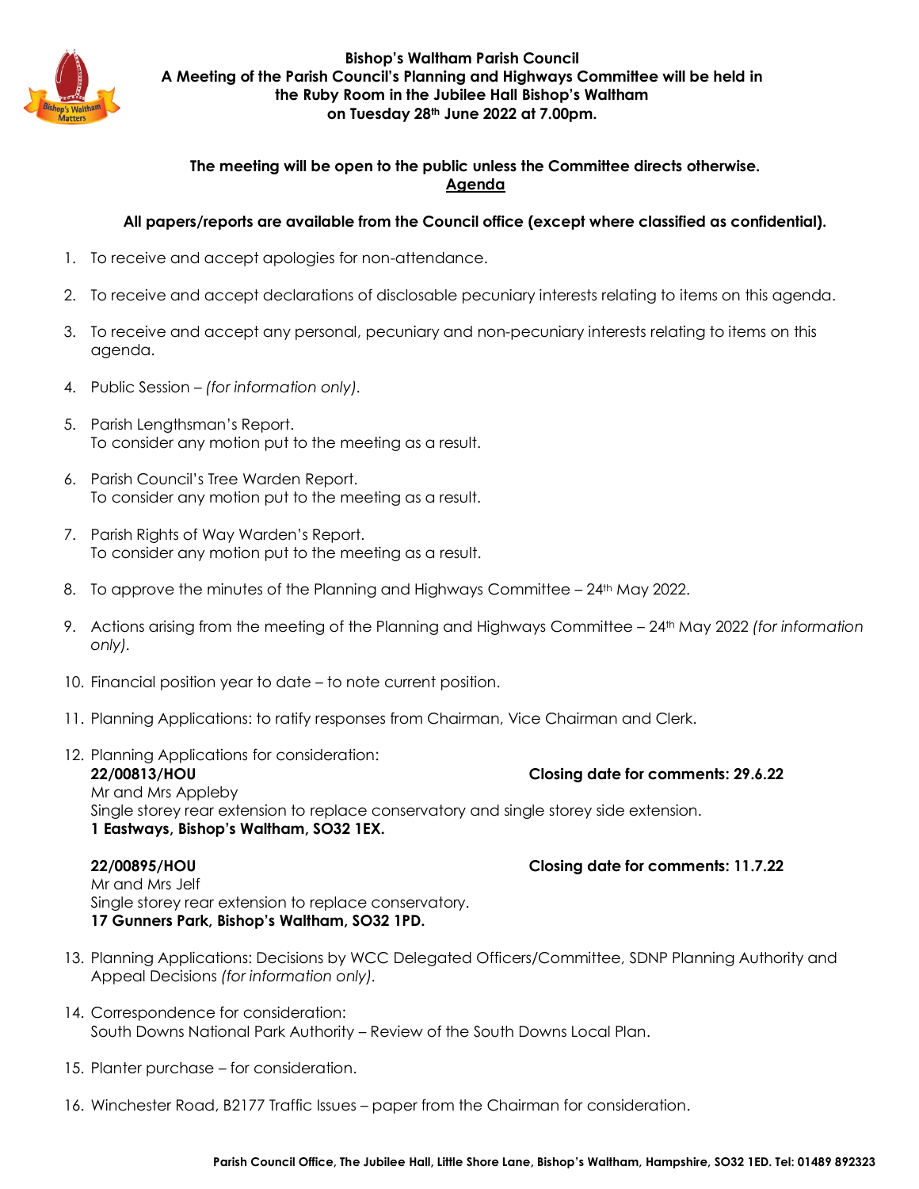**Bishop's Waltham Parish Council**
**A Meeting of the Parish Council's Planning and Highways Committee will be held in the Ruby Room in the Jubilee Hall Bishop's Waltham on Tuesday 28th June 2022 at 7.00pm.**

**The meeting will be open to the public unless the Committee directs otherwise.**

## Agenda

**All papers/reports are available from the Council office (except where classified as confidential).**

1. To receive and accept apologies for non-attendance.
2. To receive and accept declarations of disclosable pecuniary interests relating to items on this agenda.
3. To receive and accept any personal, pecuniary and non-pecuniary interests relating to items on this agenda.
4. Public Session – *(for information only).*
5. Parish Lengthsman's Report.
   To consider any motion put to the meeting as a result.
6. Parish Council's Tree Warden Report.
   To consider any motion put to the meeting as a result.
7. Parish Rights of Way Warden's Report.
   To consider any motion put to the meeting as a result.
8. To approve the minutes of the Planning and Highways Committee – 24th May 2022.
9. Actions arising from the meeting of the Planning and Highways Committee – 24th May 2022 *(for information only).*
10. Financial position year to date – to note current position.
11. Planning Applications: to ratify responses from Chairman, Vice Chairman and Clerk.
12. Planning Applications for consideration:
    **22/00813/HOU** **Closing date for comments: 29.6.22**
    Mr and Mrs Appleby
    Single storey rear extension to replace conservatory and single storey side extension.
    **1 Eastways, Bishop's Waltham, SO32 1EX.**

    **22/00895/HOU** **Closing date for comments: 11.7.22**
    Mr and Mrs Jelf
    Single storey rear extension to replace conservatory.
    **17 Gunners Park, Bishop's Waltham, SO32 1PD.**
13. Planning Applications: Decisions by WCC Delegated Officers/Committee, SDNP Planning Authority and Appeal Decisions *(for information only).*
14. Correspondence for consideration:
    South Downs National Park Authority – Review of the South Downs Local Plan.
15. Planter purchase – for consideration.
16. Winchester Road, B2177 Traffic Issues – paper from the Chairman for consideration.

**Parish Council Office, The Jubilee Hall, Little Shore Lane, Bishop's Waltham, Hampshire, SO32 1ED. Tel: 01489 892323**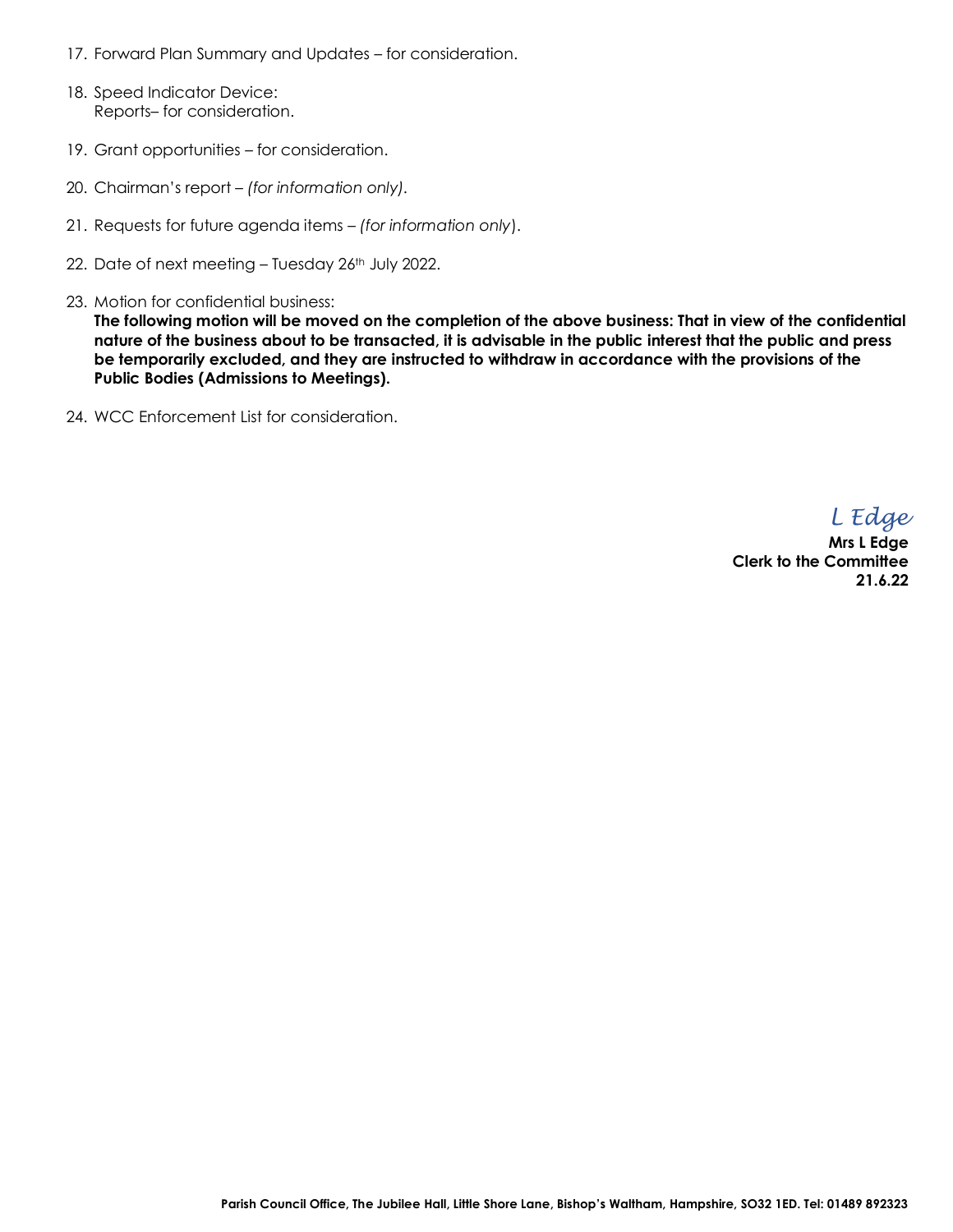17. Forward Plan Summary and Updates – for consideration.

18. Speed Indicator Device:
    Reports– for consideration.

19. Grant opportunities – for consideration.

20. Chairman's report – *(for information only).*

21. Requests for future agenda items – *(for information only*).

22. Date of next meeting – Tuesday 26th July 2022.

23. Motion for confidential business:
    **The following motion will be moved on the completion of the above business: That in view of the confidential nature of the business about to be transacted, it is advisable in the public interest that the public and press be temporarily excluded, and they are instructed to withdraw in accordance with the provisions of the Public Bodies (Admissions to Meetings).**

24. WCC Enforcement List for consideration.

*L Edge*

**Mrs L Edge**
**Clerk to the Committee**
**21.6.22**

**Parish Council Office, The Jubilee Hall, Little Shore Lane, Bishop's Waltham, Hampshire, SO32 1ED. Tel: 01489 892323**